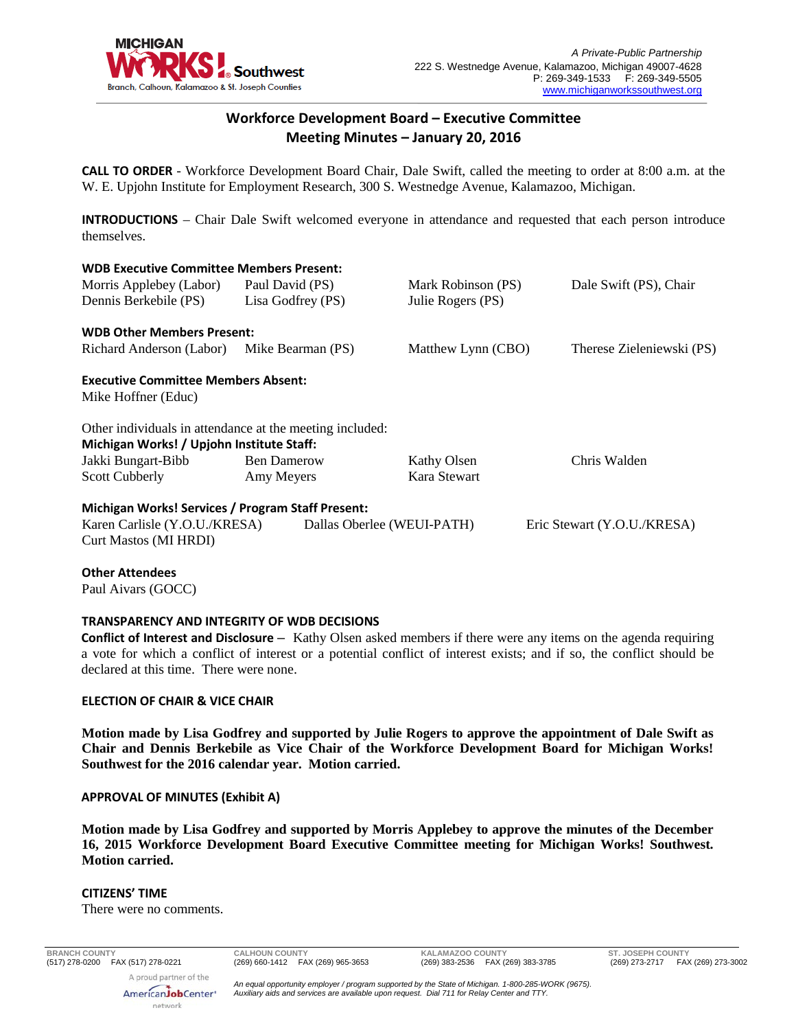# Workforce Development Board – Executive Committee
## Meeting Minutes – January 20, 2016

**CALL TO ORDER** - Workforce Development Board Chair, Dale Swift, called the meeting to order at 8:00 a.m. at the W. E. Upjohn Institute for Employment Research, 300 S. Westnedge Avenue, Kalamazoo, Michigan.

**INTRODUCTIONS** – Chair Dale Swift welcomed everyone in attendance and requested that each person introduce themselves.

**WDB Executive Committee Members Present:**

| | | | |
|---|---|---|---|
| Morris Applebey (Labor) | Paul David (PS) | Mark Robinson (PS) | Dale Swift (PS), Chair |
| Dennis Berkebile (PS) | Lisa Godfrey (PS) | Julie Rogers (PS) | |

**WDB Other Members Present:**

Richard Anderson (Labor) Mike Bearman (PS) Matthew Lynn (CBO) Therese Zieleniewski (PS)

**Executive Committee Members Absent:**

Mike Hoffner (Educ)

Other individuals in attendance at the meeting included:

**Michigan Works! / Upjohn Institute Staff:**

| | | | |
|---|---|---|---|
| Jakki Bungart-Bibb | Ben Damerow | Kathy Olsen | Chris Walden |
| Scott Cubberly | Amy Meyers | Kara Stewart | |

**Michigan Works! Services / Program Staff Present:**

Karen Carlisle (Y.O.U./KRESA) Dallas Oberlee (WEUI-PATH) Eric Stewart (Y.O.U./KRESA)
Curt Mastos (MI HRDI)

**Other Attendees**

Paul Aivars (GOCC)

**TRANSPARENCY AND INTEGRITY OF WDB DECISIONS**

**Conflict of Interest and Disclosure –** Kathy Olsen asked members if there were any items on the agenda requiring a vote for which a conflict of interest or a potential conflict of interest exists; and if so, the conflict should be declared at this time. There were none.

**ELECTION OF CHAIR & VICE CHAIR**

**Motion made by Lisa Godfrey and supported by Julie Rogers to approve the appointment of Dale Swift as Chair and Dennis Berkebile as Vice Chair of the Workforce Development Board for Michigan Works! Southwest for the 2016 calendar year. Motion carried.**

**APPROVAL OF MINUTES (Exhibit A)**

**Motion made by Lisa Godfrey and supported by Morris Applebey to approve the minutes of the December 16, 2015 Workforce Development Board Executive Committee meeting for Michigan Works! Southwest. Motion carried.**

**CITIZENS' TIME**

There were no comments.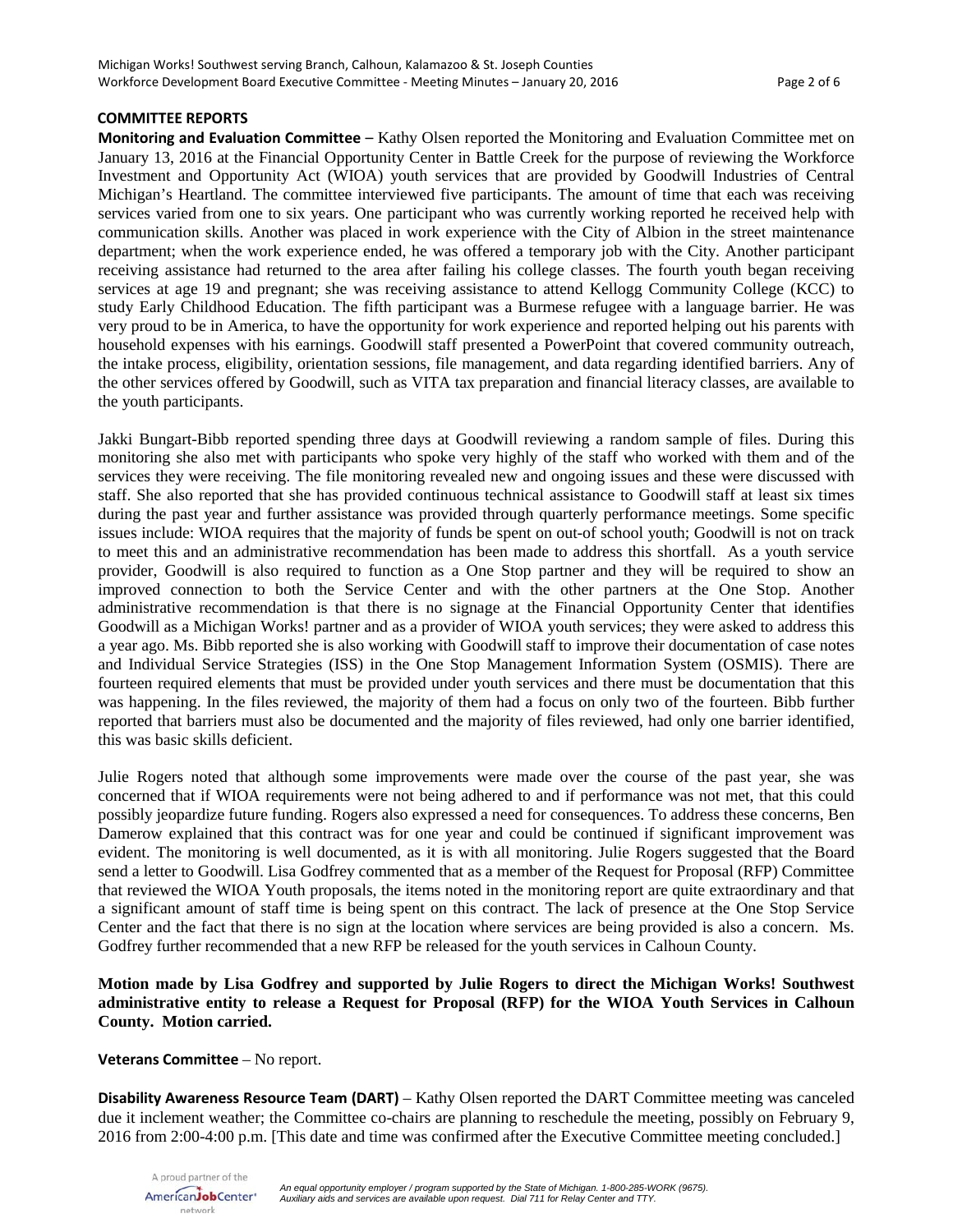## COMMITTEE REPORTS

**Monitoring and Evaluation Committee** – Kathy Olsen reported the Monitoring and Evaluation Committee met on January 13, 2016 at the Financial Opportunity Center in Battle Creek for the purpose of reviewing the Workforce Investment and Opportunity Act (WIOA) youth services that are provided by Goodwill Industries of Central Michigan's Heartland. The committee interviewed five participants. The amount of time that each was receiving services varied from one to six years. One participant who was currently working reported he received help with communication skills. Another was placed in work experience with the City of Albion in the street maintenance department; when the work experience ended, he was offered a temporary job with the City. Another participant receiving assistance had returned to the area after failing his college classes. The fourth youth began receiving services at age 19 and pregnant; she was receiving assistance to attend Kellogg Community College (KCC) to study Early Childhood Education. The fifth participant was a Burmese refugee with a language barrier. He was very proud to be in America, to have the opportunity for work experience and reported helping out his parents with household expenses with his earnings. Goodwill staff presented a PowerPoint that covered community outreach, the intake process, eligibility, orientation sessions, file management, and data regarding identified barriers. Any of the other services offered by Goodwill, such as VITA tax preparation and financial literacy classes, are available to the youth participants.

Jakki Bungart-Bibb reported spending three days at Goodwill reviewing a random sample of files. During this monitoring she also met with participants who spoke very highly of the staff who worked with them and of the services they were receiving. The file monitoring revealed new and ongoing issues and these were discussed with staff. She also reported that she has provided continuous technical assistance to Goodwill staff at least six times during the past year and further assistance was provided through quarterly performance meetings. Some specific issues include: WIOA requires that the majority of funds be spent on out-of school youth; Goodwill is not on track to meet this and an administrative recommendation has been made to address this shortfall. As a youth service provider, Goodwill is also required to function as a One Stop partner and they will be required to show an improved connection to both the Service Center and with the other partners at the One Stop. Another administrative recommendation is that there is no signage at the Financial Opportunity Center that identifies Goodwill as a Michigan Works! partner and as a provider of WIOA youth services; they were asked to address this a year ago. Ms. Bibb reported she is also working with Goodwill staff to improve their documentation of case notes and Individual Service Strategies (ISS) in the One Stop Management Information System (OSMIS). There are fourteen required elements that must be provided under youth services and there must be documentation that this was happening. In the files reviewed, the majority of them had a focus on only two of the fourteen. Bibb further reported that barriers must also be documented and the majority of files reviewed, had only one barrier identified, this was basic skills deficient.

Julie Rogers noted that although some improvements were made over the course of the past year, she was concerned that if WIOA requirements were not being adhered to and if performance was not met, that this could possibly jeopardize future funding. Rogers also expressed a need for consequences. To address these concerns, Ben Damerow explained that this contract was for one year and could be continued if significant improvement was evident. The monitoring is well documented, as it is with all monitoring. Julie Rogers suggested that the Board send a letter to Goodwill. Lisa Godfrey commented that as a member of the Request for Proposal (RFP) Committee that reviewed the WIOA Youth proposals, the items noted in the monitoring report are quite extraordinary and that a significant amount of staff time is being spent on this contract. The lack of presence at the One Stop Service Center and the fact that there is no sign at the location where services are being provided is also a concern. Ms. Godfrey further recommended that a new RFP be released for the youth services in Calhoun County.

**Motion made by Lisa Godfrey and supported by Julie Rogers to direct the Michigan Works! Southwest administrative entity to release a Request for Proposal (RFP) for the WIOA Youth Services in Calhoun County. Motion carried.**

**Veterans Committee** – No report.

**Disability Awareness Resource Team (DART)** – Kathy Olsen reported the DART Committee meeting was canceled due it inclement weather; the Committee co-chairs are planning to reschedule the meeting, possibly on February 9, 2016 from 2:00-4:00 p.m. [This date and time was confirmed after the Executive Committee meeting concluded.]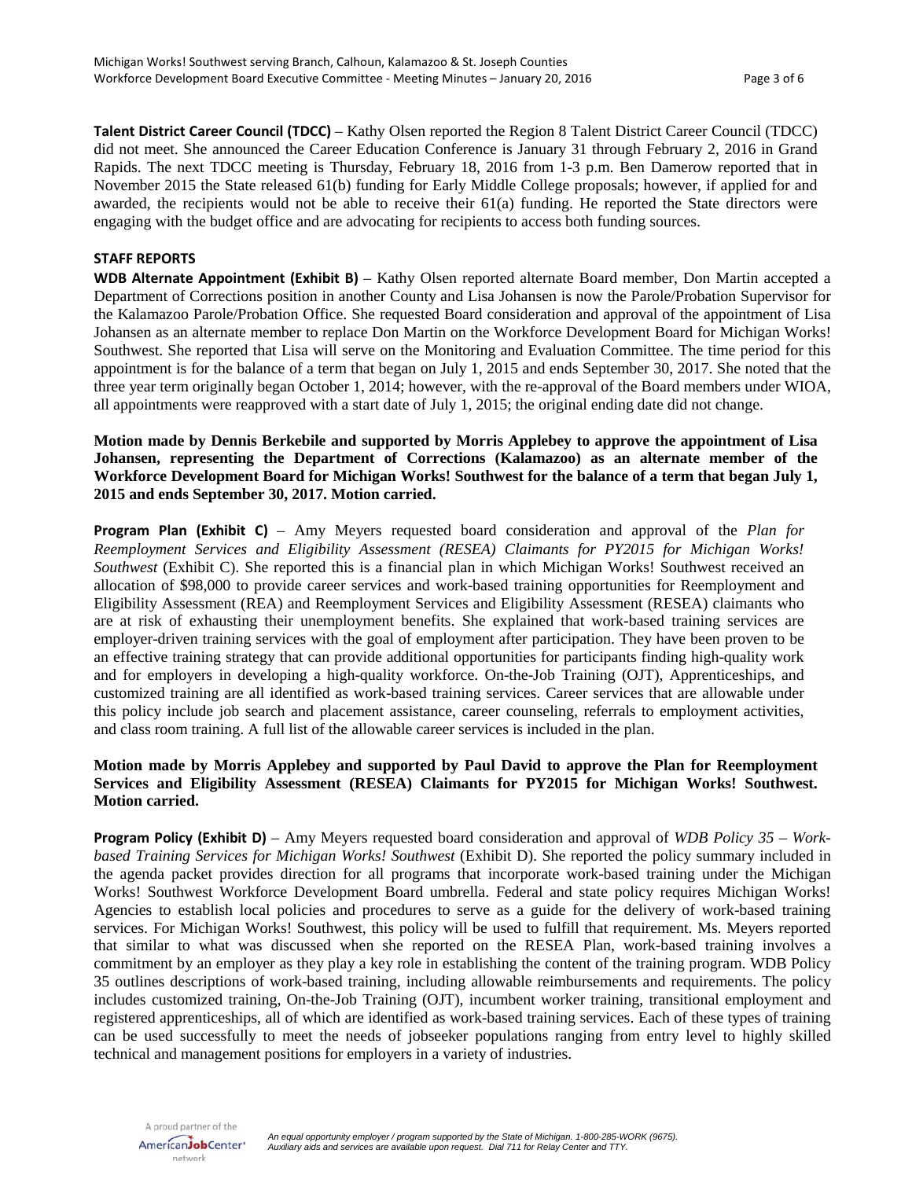**Talent District Career Council (TDCC)** – Kathy Olsen reported the Region 8 Talent District Career Council (TDCC) did not meet. She announced the Career Education Conference is January 31 through February 2, 2016 in Grand Rapids. The next TDCC meeting is Thursday, February 18, 2016 from 1-3 p.m. Ben Damerow reported that in November 2015 the State released 61(b) funding for Early Middle College proposals; however, if applied for and awarded, the recipients would not be able to receive their 61(a) funding. He reported the State directors were engaging with the budget office and are advocating for recipients to access both funding sources.

**STAFF REPORTS**

**WDB Alternate Appointment (Exhibit B)** – Kathy Olsen reported alternate Board member, Don Martin accepted a Department of Corrections position in another County and Lisa Johansen is now the Parole/Probation Supervisor for the Kalamazoo Parole/Probation Office. She requested Board consideration and approval of the appointment of Lisa Johansen as an alternate member to replace Don Martin on the Workforce Development Board for Michigan Works! Southwest. She reported that Lisa will serve on the Monitoring and Evaluation Committee. The time period for this appointment is for the balance of a term that began on July 1, 2015 and ends September 30, 2017. She noted that the three year term originally began October 1, 2014; however, with the re-approval of the Board members under WIOA, all appointments were reapproved with a start date of July 1, 2015; the original ending date did not change.

**Motion made by Dennis Berkebile and supported by Morris Applebey to approve the appointment of Lisa Johansen, representing the Department of Corrections (Kalamazoo) as an alternate member of the Workforce Development Board for Michigan Works! Southwest for the balance of a term that began July 1, 2015 and ends September 30, 2017. Motion carried.**

**Program Plan (Exhibit C)** – Amy Meyers requested board consideration and approval of the *Plan for Reemployment Services and Eligibility Assessment (RESEA) Claimants for PY2015 for Michigan Works! Southwest* (Exhibit C). She reported this is a financial plan in which Michigan Works! Southwest received an allocation of $98,000 to provide career services and work-based training opportunities for Reemployment and Eligibility Assessment (REA) and Reemployment Services and Eligibility Assessment (RESEA) claimants who are at risk of exhausting their unemployment benefits. She explained that work-based training services are employer-driven training services with the goal of employment after participation. They have been proven to be an effective training strategy that can provide additional opportunities for participants finding high-quality work and for employers in developing a high-quality workforce. On-the-Job Training (OJT), Apprenticeships, and customized training are all identified as work-based training services. Career services that are allowable under this policy include job search and placement assistance, career counseling, referrals to employment activities, and class room training. A full list of the allowable career services is included in the plan.

**Motion made by Morris Applebey and supported by Paul David to approve the Plan for Reemployment Services and Eligibility Assessment (RESEA) Claimants for PY2015 for Michigan Works! Southwest. Motion carried.**

**Program Policy (Exhibit D)** – Amy Meyers requested board consideration and approval of *WDB Policy 35 – Work-based Training Services for Michigan Works! Southwest* (Exhibit D). She reported the policy summary included in the agenda packet provides direction for all programs that incorporate work-based training under the Michigan Works! Southwest Workforce Development Board umbrella. Federal and state policy requires Michigan Works! Agencies to establish local policies and procedures to serve as a guide for the delivery of work-based training services. For Michigan Works! Southwest, this policy will be used to fulfill that requirement. Ms. Meyers reported that similar to what was discussed when she reported on the RESEA Plan, work-based training involves a commitment by an employer as they play a key role in establishing the content of the training program. WDB Policy 35 outlines descriptions of work-based training, including allowable reimbursements and requirements. The policy includes customized training, On-the-Job Training (OJT), incumbent worker training, transitional employment and registered apprenticeships, all of which are identified as work-based training services. Each of these types of training can be used successfully to meet the needs of jobseeker populations ranging from entry level to highly skilled technical and management positions for employers in a variety of industries.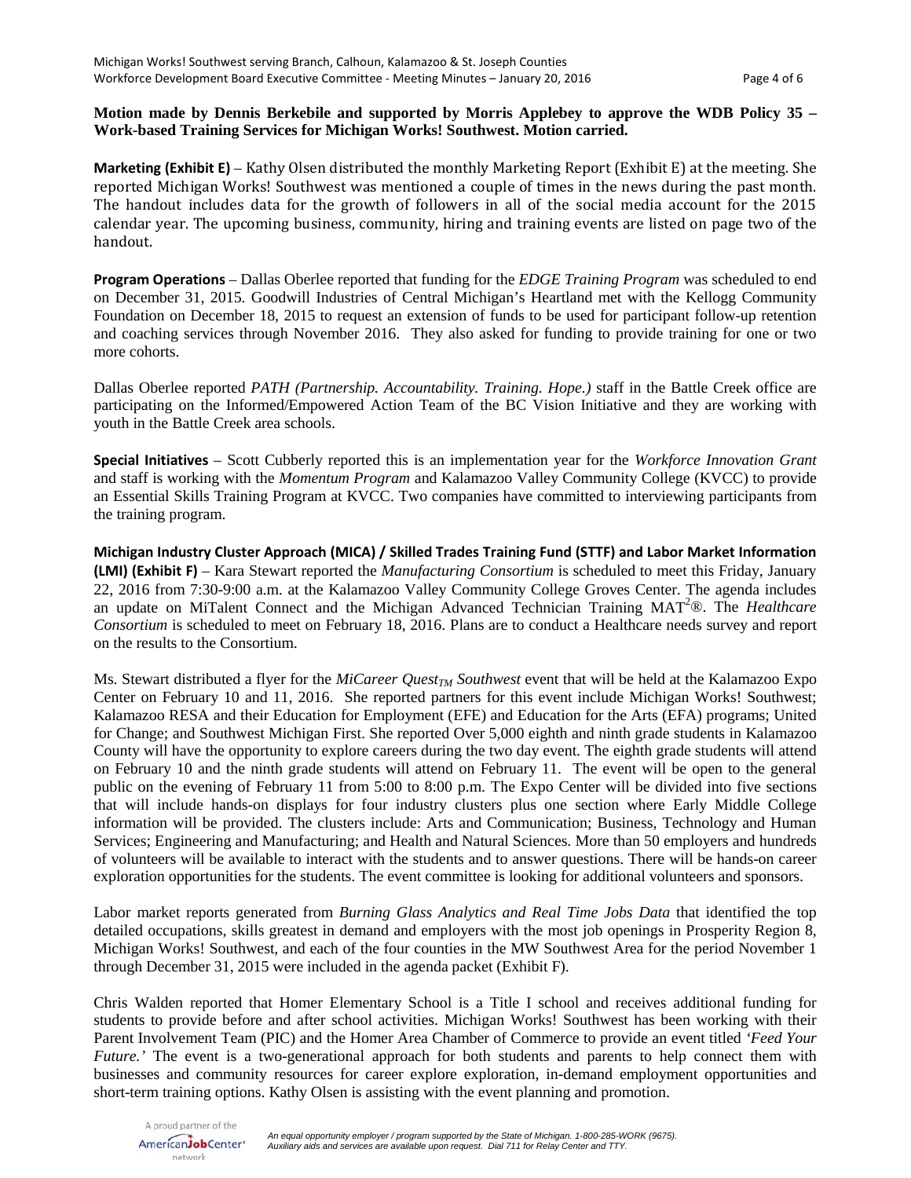**Motion made by Dennis Berkebile and supported by Morris Applebey to approve the WDB Policy 35 – Work-based Training Services for Michigan Works! Southwest. Motion carried.**

**Marketing (Exhibit E)** – Kathy Olsen distributed the monthly Marketing Report (Exhibit E) at the meeting. She reported Michigan Works! Southwest was mentioned a couple of times in the news during the past month. The handout includes data for the growth of followers in all of the social media account for the 2015 calendar year. The upcoming business, community, hiring and training events are listed on page two of the handout.

**Program Operations** – Dallas Oberlee reported that funding for the *EDGE Training Program* was scheduled to end on December 31, 2015. Goodwill Industries of Central Michigan's Heartland met with the Kellogg Community Foundation on December 18, 2015 to request an extension of funds to be used for participant follow-up retention and coaching services through November 2016. They also asked for funding to provide training for one or two more cohorts.

Dallas Oberlee reported *PATH (Partnership. Accountability. Training. Hope.)* staff in the Battle Creek office are participating on the Informed/Empowered Action Team of the BC Vision Initiative and they are working with youth in the Battle Creek area schools.

**Special Initiatives** – Scott Cubberly reported this is an implementation year for the *Workforce Innovation Grant* and staff is working with the *Momentum Program* and Kalamazoo Valley Community College (KVCC) to provide an Essential Skills Training Program at KVCC. Two companies have committed to interviewing participants from the training program.

**Michigan Industry Cluster Approach (MICA) / Skilled Trades Training Fund (STTF) and Labor Market Information (LMI) (Exhibit F)** – Kara Stewart reported the *Manufacturing Consortium* is scheduled to meet this Friday, January 22, 2016 from 7:30-9:00 a.m. at the Kalamazoo Valley Community College Groves Center. The agenda includes an update on MiTalent Connect and the Michigan Advanced Technician Training MAT$^2$®. The *Healthcare Consortium* is scheduled to meet on February 18, 2016. Plans are to conduct a Healthcare needs survey and report on the results to the Consortium.

Ms. Stewart distributed a flyer for the *MiCareer Quest*$_{TM}$ *Southwest* event that will be held at the Kalamazoo Expo Center on February 10 and 11, 2016. She reported partners for this event include Michigan Works! Southwest; Kalamazoo RESA and their Education for Employment (EFE) and Education for the Arts (EFA) programs; United for Change; and Southwest Michigan First. She reported Over 5,000 eighth and ninth grade students in Kalamazoo County will have the opportunity to explore careers during the two day event. The eighth grade students will attend on February 10 and the ninth grade students will attend on February 11. The event will be open to the general public on the evening of February 11 from 5:00 to 8:00 p.m. The Expo Center will be divided into five sections that will include hands-on displays for four industry clusters plus one section where Early Middle College information will be provided. The clusters include: Arts and Communication; Business, Technology and Human Services; Engineering and Manufacturing; and Health and Natural Sciences. More than 50 employers and hundreds of volunteers will be available to interact with the students and to answer questions. There will be hands-on career exploration opportunities for the students. The event committee is looking for additional volunteers and sponsors.

Labor market reports generated from *Burning Glass Analytics and Real Time Jobs Data* that identified the top detailed occupations, skills greatest in demand and employers with the most job openings in Prosperity Region 8, Michigan Works! Southwest, and each of the four counties in the MW Southwest Area for the period November 1 through December 31, 2015 were included in the agenda packet (Exhibit F).

Chris Walden reported that Homer Elementary School is a Title I school and receives additional funding for students to provide before and after school activities. Michigan Works! Southwest has been working with their Parent Involvement Team (PIC) and the Homer Area Chamber of Commerce to provide an event titled *'Feed Your Future.'* The event is a two-generational approach for both students and parents to help connect them with businesses and community resources for career explore exploration, in-demand employment opportunities and short-term training options. Kathy Olsen is assisting with the event planning and promotion.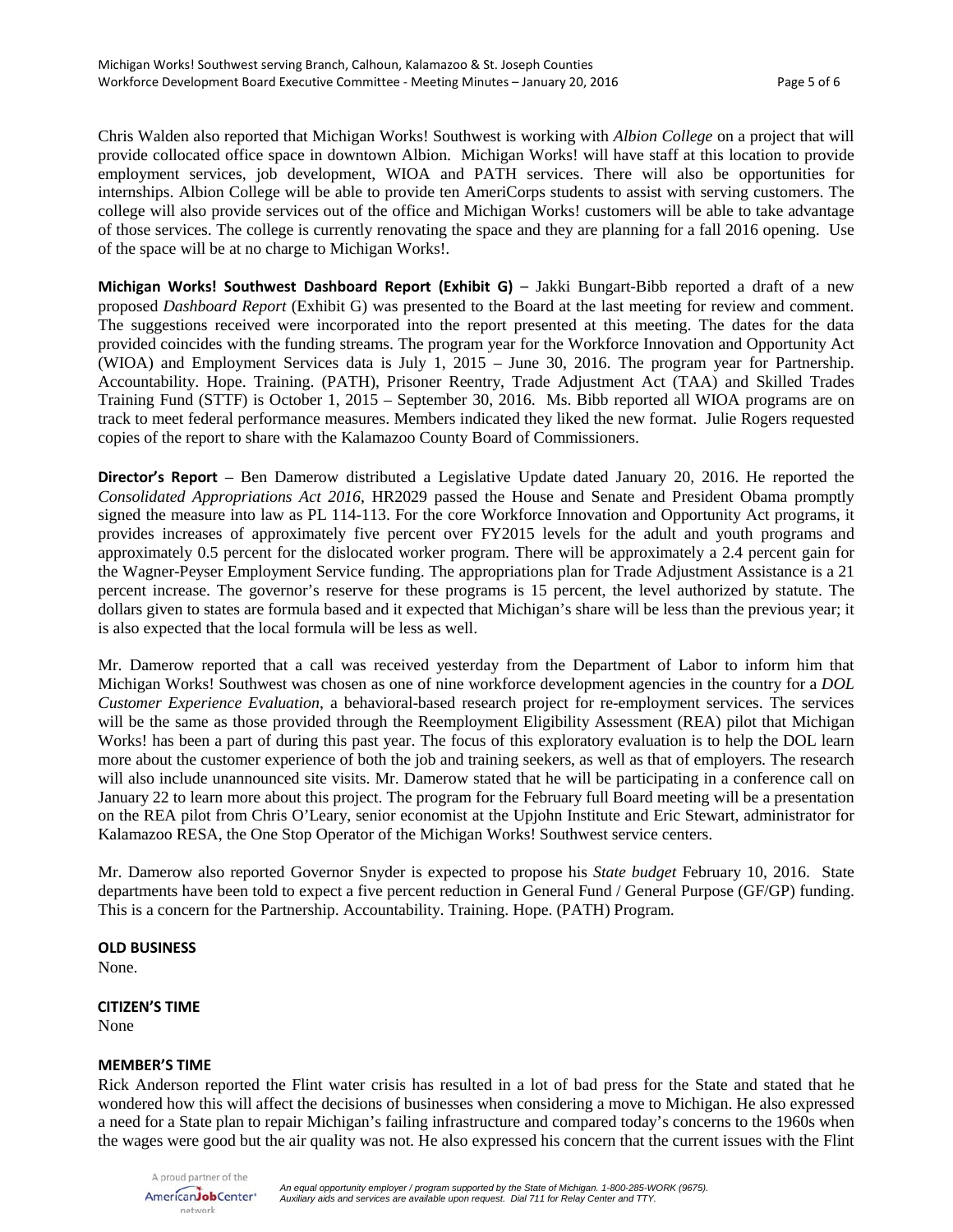Chris Walden also reported that Michigan Works! Southwest is working with *Albion College* on a project that will provide collocated office space in downtown Albion. Michigan Works! will have staff at this location to provide employment services, job development, WIOA and PATH services. There will also be opportunities for internships. Albion College will be able to provide ten AmeriCorps students to assist with serving customers. The college will also provide services out of the office and Michigan Works! customers will be able to take advantage of those services. The college is currently renovating the space and they are planning for a fall 2016 opening. Use of the space will be at no charge to Michigan Works!.

**Michigan Works! Southwest Dashboard Report (Exhibit G)** – Jakki Bungart-Bibb reported a draft of a new proposed *Dashboard Report* (Exhibit G) was presented to the Board at the last meeting for review and comment. The suggestions received were incorporated into the report presented at this meeting. The dates for the data provided coincides with the funding streams. The program year for the Workforce Innovation and Opportunity Act (WIOA) and Employment Services data is July 1, 2015 – June 30, 2016. The program year for Partnership. Accountability. Hope. Training. (PATH), Prisoner Reentry, Trade Adjustment Act (TAA) and Skilled Trades Training Fund (STTF) is October 1, 2015 – September 30, 2016. Ms. Bibb reported all WIOA programs are on track to meet federal performance measures. Members indicated they liked the new format. Julie Rogers requested copies of the report to share with the Kalamazoo County Board of Commissioners.

**Director's Report** – Ben Damerow distributed a Legislative Update dated January 20, 2016. He reported the *Consolidated Appropriations Act 2016*, HR2029 passed the House and Senate and President Obama promptly signed the measure into law as PL 114-113. For the core Workforce Innovation and Opportunity Act programs, it provides increases of approximately five percent over FY2015 levels for the adult and youth programs and approximately 0.5 percent for the dislocated worker program. There will be approximately a 2.4 percent gain for the Wagner-Peyser Employment Service funding. The appropriations plan for Trade Adjustment Assistance is a 21 percent increase. The governor's reserve for these programs is 15 percent, the level authorized by statute. The dollars given to states are formula based and it expected that Michigan's share will be less than the previous year; it is also expected that the local formula will be less as well.

Mr. Damerow reported that a call was received yesterday from the Department of Labor to inform him that Michigan Works! Southwest was chosen as one of nine workforce development agencies in the country for a *DOL Customer Experience Evaluation*, a behavioral-based research project for re-employment services. The services will be the same as those provided through the Reemployment Eligibility Assessment (REA) pilot that Michigan Works! has been a part of during this past year. The focus of this exploratory evaluation is to help the DOL learn more about the customer experience of both the job and training seekers, as well as that of employers. The research will also include unannounced site visits. Mr. Damerow stated that he will be participating in a conference call on January 22 to learn more about this project. The program for the February full Board meeting will be a presentation on the REA pilot from Chris O'Leary, senior economist at the Upjohn Institute and Eric Stewart, administrator for Kalamazoo RESA, the One Stop Operator of the Michigan Works! Southwest service centers.

Mr. Damerow also reported Governor Snyder is expected to propose his *State budget* February 10, 2016. State departments have been told to expect a five percent reduction in General Fund / General Purpose (GF/GP) funding. This is a concern for the Partnership. Accountability. Training. Hope. (PATH) Program.

**OLD BUSINESS**

None.

**CITIZEN'S TIME**

None

**MEMBER'S TIME**

Rick Anderson reported the Flint water crisis has resulted in a lot of bad press for the State and stated that he wondered how this will affect the decisions of businesses when considering a move to Michigan. He also expressed a need for a State plan to repair Michigan's failing infrastructure and compared today's concerns to the 1960s when the wages were good but the air quality was not. He also expressed his concern that the current issues with the Flint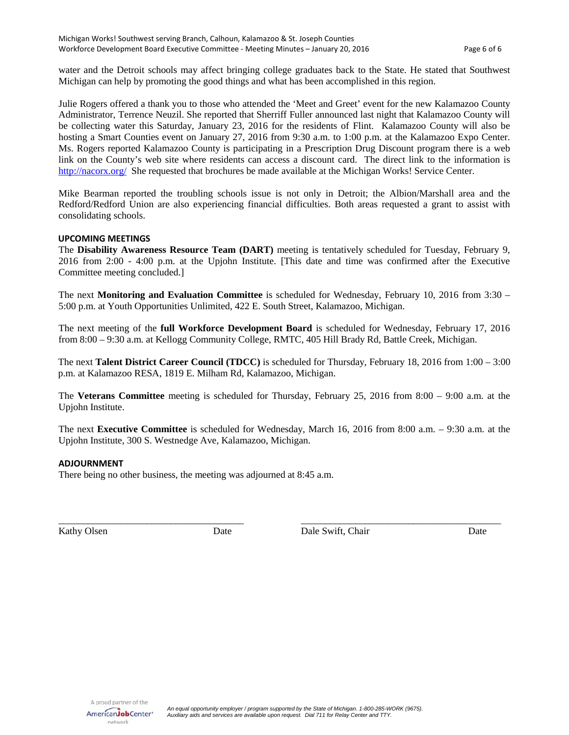water and the Detroit schools may affect bringing college graduates back to the State. He stated that Southwest Michigan can help by promoting the good things and what has been accomplished in this region.

Julie Rogers offered a thank you to those who attended the 'Meet and Greet' event for the new Kalamazoo County Administrator, Terrence Neuzil. She reported that Sherriff Fuller announced last night that Kalamazoo County will be collecting water this Saturday, January 23, 2016 for the residents of Flint. Kalamazoo County will also be hosting a Smart Counties event on January 27, 2016 from 9:30 a.m. to 1:00 p.m. at the Kalamazoo Expo Center. Ms. Rogers reported Kalamazoo County is participating in a Prescription Drug Discount program there is a web link on the County's web site where residents can access a discount card. The direct link to the information is http://nacorx.org/ She requested that brochures be made available at the Michigan Works! Service Center.

Mike Bearman reported the troubling schools issue is not only in Detroit; the Albion/Marshall area and the Redford/Redford Union are also experiencing financial difficulties. Both areas requested a grant to assist with consolidating schools.

## UPCOMING MEETINGS

The **Disability Awareness Resource Team (DART)** meeting is tentatively scheduled for Tuesday, February 9, 2016 from 2:00 - 4:00 p.m. at the Upjohn Institute. [This date and time was confirmed after the Executive Committee meeting concluded.]

The next **Monitoring and Evaluation Committee** is scheduled for Wednesday, February 10, 2016 from 3:30 – 5:00 p.m. at Youth Opportunities Unlimited, 422 E. South Street, Kalamazoo, Michigan.

The next meeting of the **full Workforce Development Board** is scheduled for Wednesday, February 17, 2016 from 8:00 – 9:30 a.m. at Kellogg Community College, RMTC, 405 Hill Brady Rd, Battle Creek, Michigan.

The next **Talent District Career Council (TDCC)** is scheduled for Thursday, February 18, 2016 from 1:00 – 3:00 p.m. at Kalamazoo RESA, 1819 E. Milham Rd, Kalamazoo, Michigan.

The **Veterans Committee** meeting is scheduled for Thursday, February 25, 2016 from 8:00 – 9:00 a.m. at the Upjohn Institute.

The next **Executive Committee** is scheduled for Wednesday, March 16, 2016 from 8:00 a.m. – 9:30 a.m. at the Upjohn Institute, 300 S. Westnedge Ave, Kalamazoo, Michigan.

## ADJOURNMENT

There being no other business, the meeting was adjourned at 8:45 a.m.

_______________________________________ 
Kathy Olsen Date

_______________________________________ 
Dale Swift, Chair Date

A proud partner of the AmericanJobCenter network

*An equal opportunity employer / program supported by the State of Michigan. 1-800-285-WORK (9675). Auxiliary aids and services are available upon request. Dial 711 for Relay Center and TTY.*